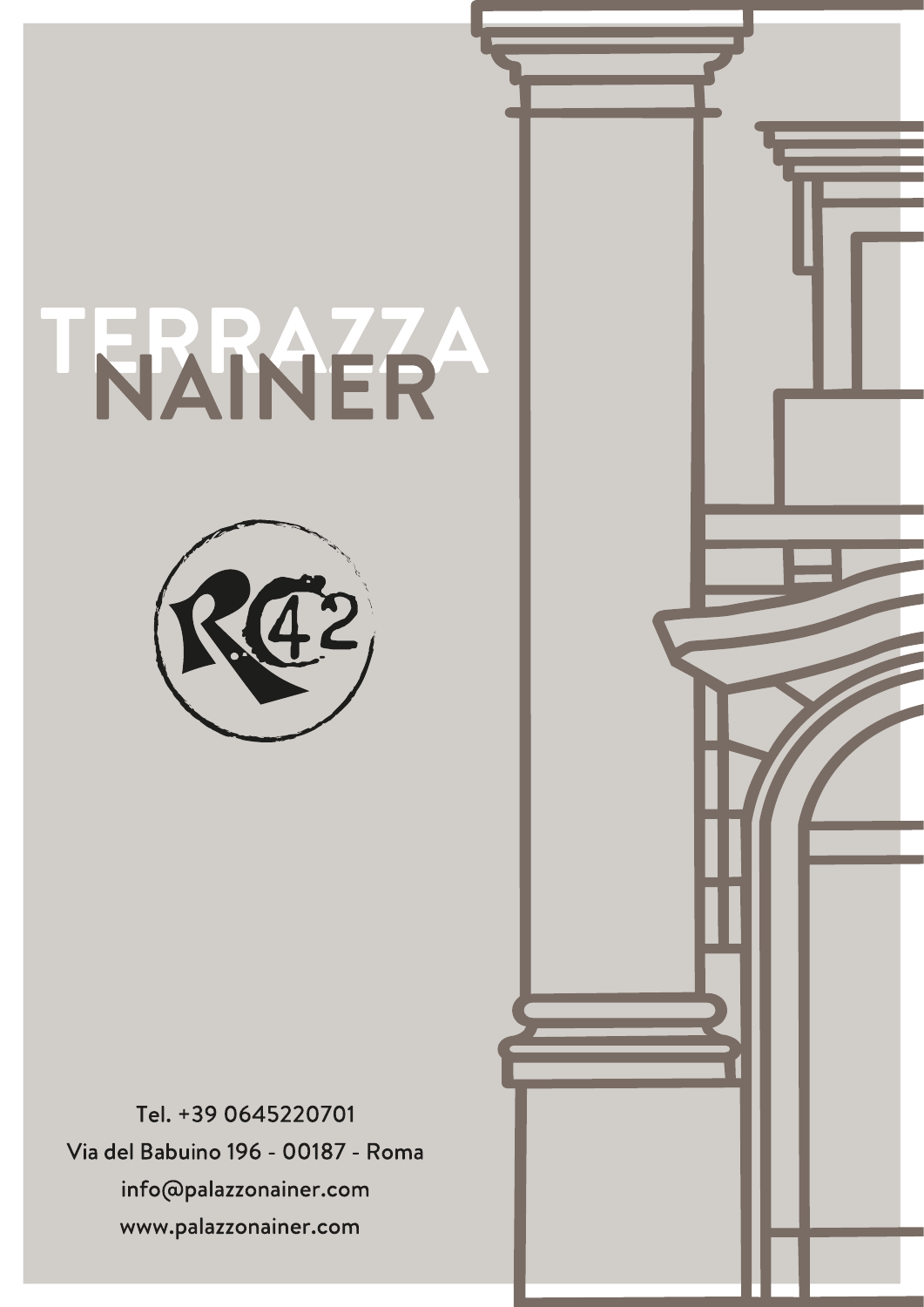# TERRAZZA NAINER

R.C 42

Tel. +39 0645220701

Via del Babuino 196 - 00187 - Roma

info@palazzonainer.com

www.palazzonainer.com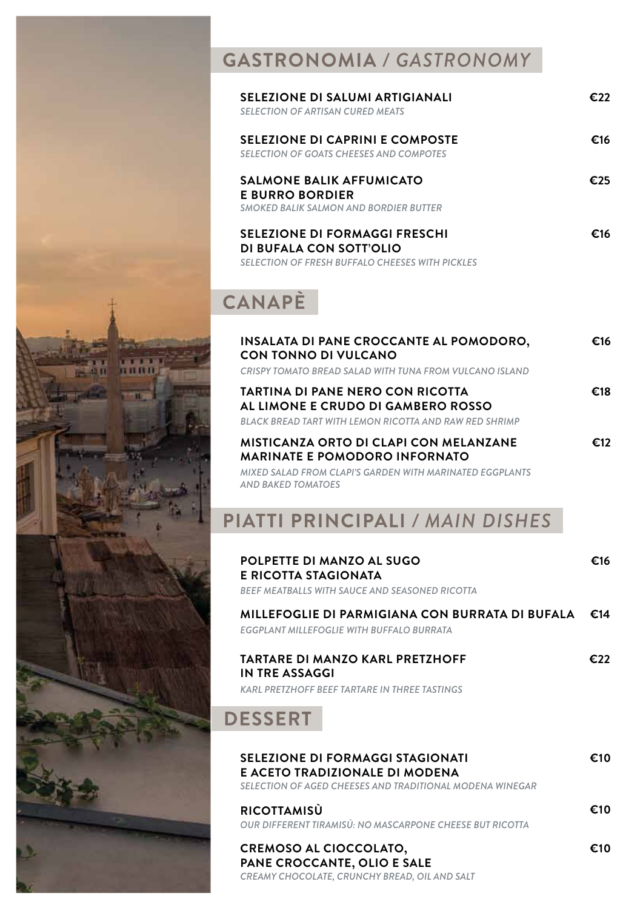## GASTRONOMIA / *GASTRONOMY*

**SELEZIONE DI SALUMI ARTIGIANALI** — €22
*SELECTION OF ARTISAN CURED MEATS*

**SELEZIONE DI CAPRINI E COMPOSTE** — €16
*SELECTION OF GOATS CHEESES AND COMPOTES*

**SALMONE BALIK AFFUMICATO E BURRO BORDIER** — €25
*SMOKED BALIK SALMON AND BORDIER BUTTER*

**SELEZIONE DI FORMAGGI FRESCHI DI BUFALA CON SOTT'OLIO** — €16
*SELECTION OF FRESH BUFFALO CHEESES WITH PICKLES*

## CANAPÈ

**INSALATA DI PANE CROCCANTE AL POMODORO, CON TONNO DI VULCANO** — €16
*CRISPY TOMATO BREAD SALAD WITH TUNA FROM VULCANO ISLAND*

**TARTINA DI PANE NERO CON RICOTTA AL LIMONE E CRUDO DI GAMBERO ROSSO** — €18
*BLACK BREAD TART WITH LEMON RICOTTA AND RAW RED SHRIMP*

**MISTICANZA ORTO DI CLAPI CON MELANZANE MARINATE E POMODORO INFORNATO** — €12
*MIXED SALAD FROM CLAPI'S GARDEN WITH MARINATED EGGPLANTS AND BAKED TOMATOES*

## PIATTI PRINCIPALI / *MAIN DISHES*

**POLPETTE DI MANZO AL SUGO E RICOTTA STAGIONATA** — €16
*BEEF MEATBALLS WITH SAUCE AND SEASONED RICOTTA*

**MILLEFOGLIE DI PARMIGIANA CON BURRATA DI BUFALA** — €14
*EGGPLANT MILLEFOGLIE WITH BUFFALO BURRATA*

**TARTARE DI MANZO KARL PRETZHOFF IN TRE ASSAGGI** — €22
*KARL PRETZHOFF BEEF TARTARE IN THREE TASTINGS*

## DESSERT

**SELEZIONE DI FORMAGGI STAGIONATI E ACETO TRADIZIONALE DI MODENA** — €10
*SELECTION OF AGED CHEESES AND TRADITIONAL MODENA WINEGAR*

**RICOTTAMISÙ** — €10
*OUR DIFFERENT TIRAMISÙ: NO MASCARPONE CHEESE BUT RICOTTA*

**CREMOSO AL CIOCCOLATO, PANE CROCCANTE, OLIO E SALE** — €10
*CREAMY CHOCOLATE, CRUNCHY BREAD, OIL AND SALT*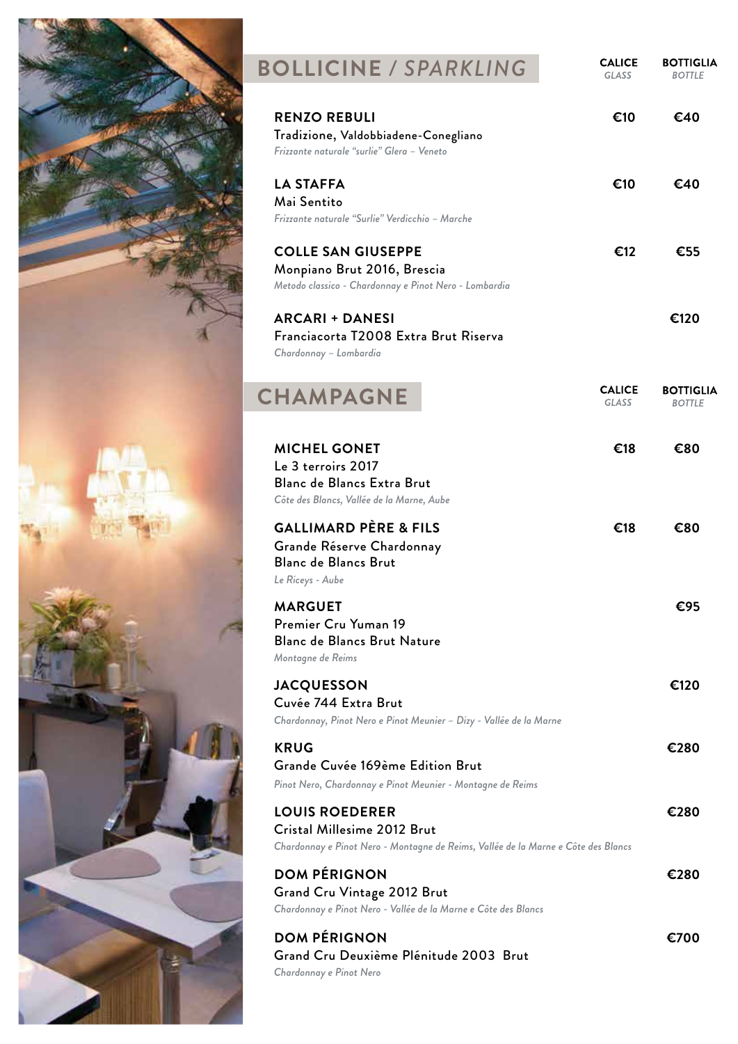## BOLLICINE / *SPARKLING*

| | CALICE *GLASS* | BOTTIGLIA *BOTTLE* |
|---|---|---|
| **RENZO REBULI**<br>Tradizione, Valdobbiadene-Conegliano<br>*Frizzante naturale "surlie" Glera – Veneto* | €10 | €40 |
| **LA STAFFA**<br>Mai Sentito<br>*Frizzante naturale "Surlie" Verdicchio – Marche* | €10 | €40 |
| **COLLE SAN GIUSEPPE**<br>Monpiano Brut 2016, Brescia<br>*Metodo classico - Chardonnay e Pinot Nero - Lombardia* | €12 | €55 |
| **ARCARI + DANESI**<br>Franciacorta T2008 Extra Brut Riserva<br>*Chardonnay – Lombardia* | | €120 |

## CHAMPAGNE

| | CALICE *GLASS* | BOTTIGLIA *BOTTLE* |
|---|---|---|
| **MICHEL GONET**<br>Le 3 terroirs 2017<br>Blanc de Blancs Extra Brut<br>*Côte des Blancs, Vallée de la Marne, Aube* | €18 | €80 |
| **GALLIMARD PÈRE & FILS**<br>Grande Réserve Chardonnay<br>Blanc de Blancs Brut<br>*Le Riceys - Aube* | €18 | €80 |
| **MARGUET**<br>Premier Cru Yuman 19<br>Blanc de Blancs Brut Nature<br>*Montagne de Reims* | | €95 |
| **JACQUESSON**<br>Cuvée 744 Extra Brut<br>*Chardonnay, Pinot Nero e Pinot Meunier – Dizy - Vallée de la Marne* | | €120 |
| **KRUG**<br>Grande Cuvée 169ème Edition Brut<br>*Pinot Nero, Chardonnay e Pinot Meunier - Montagne de Reims* | | €280 |
| **LOUIS ROEDERER**<br>Cristal Millesime 2012 Brut<br>*Chardonnay e Pinot Nero - Montagne de Reims, Vallée de la Marne e Côte des Blancs* | | €280 |
| **DOM PÉRIGNON**<br>Grand Cru Vintage 2012 Brut<br>*Chardonnay e Pinot Nero - Vallée de la Marne e Côte des Blancs* | | €280 |
| **DOM PÉRIGNON**<br>Grand Cru Deuxième Plénitude 2003 Brut<br>*Chardonnay e Pinot Nero* | | €700 |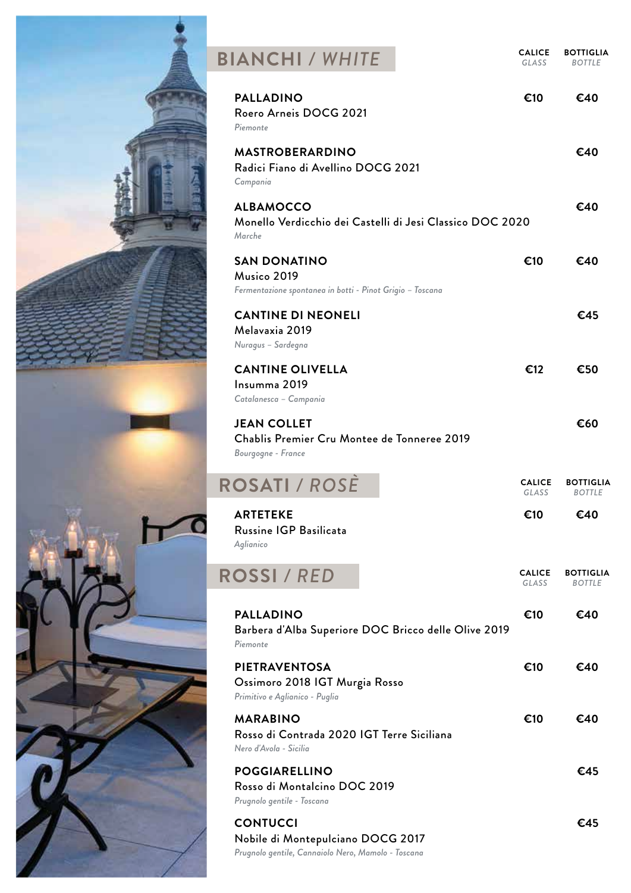## BIANCHI / *WHITE*

| | CALICE *GLASS* | BOTTIGLIA *BOTTLE* |
|---|---|---|
| **PALLADINO**<br>Roero Arneis DOCG 2021<br>*Piemonte* | €10 | €40 |
| **MASTROBERARDINO**<br>Radici Fiano di Avellino DOCG 2021<br>*Campania* | | €40 |
| **ALBAMOCCO**<br>Monello Verdicchio dei Castelli di Jesi Classico DOC 2020<br>*Marche* | | €40 |
| **SAN DONATINO**<br>Musico 2019<br>*Fermentazione spontanea in botti - Pinot Grigio – Toscana* | €10 | €40 |
| **CANTINE DI NEONELI**<br>Melavaxia 2019<br>*Nuragus – Sardegna* | | €45 |
| **CANTINE OLIVELLA**<br>Insumma 2019<br>*Catalanesca – Campania* | €12 | €50 |
| **JEAN COLLET**<br>Chablis Premier Cru Montee de Tonneree 2019<br>*Bourgogne - France* | | €60 |

## ROSATI / *ROSÈ*

| | CALICE *GLASS* | BOTTIGLIA *BOTTLE* |
|---|---|---|
| **ARTETEKE**<br>Russine IGP Basilicata<br>*Aglianico* | €10 | €40 |

## ROSSI / *RED*

| | CALICE *GLASS* | BOTTIGLIA *BOTTLE* |
|---|---|---|
| **PALLADINO**<br>Barbera d'Alba Superiore DOC Bricco delle Olive 2019<br>*Piemonte* | €10 | €40 |
| **PIETRAVENTOSA**<br>Ossimoro 2018 IGT Murgia Rosso<br>*Primitivo e Aglianico - Puglia* | €10 | €40 |
| **MARABINO**<br>Rosso di Contrada 2020 IGT Terre Siciliana<br>*Nero d'Avola - Sicilia* | €10 | €40 |
| **POGGIARELLINO**<br>Rosso di Montalcino DOC 2019<br>*Prugnolo gentile - Toscana* | | €45 |
| **CONTUCCI**<br>Nobile di Montepulciano DOCG 2017<br>*Prugnolo gentile, Cannaiolo Nero, Mamolo - Toscana* | | €45 |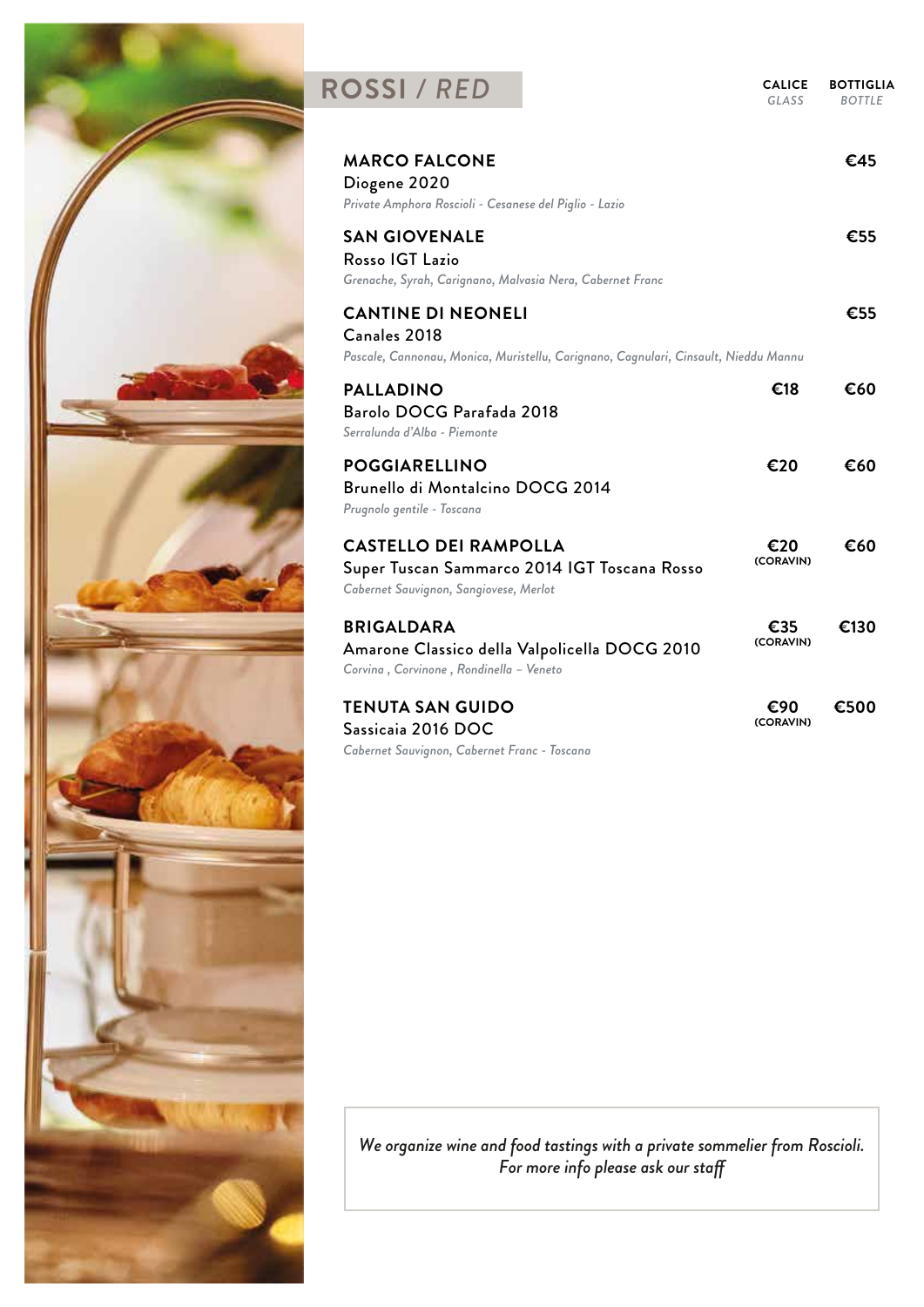## ROSSI / *RED*

| | CALICE *GLASS* | BOTTIGLIA *BOTTLE* |
|---|---|---|
| **MARCO FALCONE**<br>Diogene 2020<br>*Private Amphora Roscioli - Cesanese del Piglio - Lazio* | | €45 |
| **SAN GIOVENALE**<br>Rosso IGT Lazio<br>*Grenache, Syrah, Carignano, Malvasia Nera, Cabernet Franc* | | €55 |
| **CANTINE DI NEONELI**<br>Canales 2018<br>*Pascale, Cannonau, Monica, Muristellu, Carignano, Cagnulari, Cinsault, Nieddu Mannu* | | €55 |
| **PALLADINO**<br>Barolo DOCG Parafada 2018<br>*Serralunda d'Alba - Piemonte* | €18 | €60 |
| **POGGIARELLINO**<br>Brunello di Montalcino DOCG 2014<br>*Prugnolo gentile - Toscana* | €20 | €60 |
| **CASTELLO DEI RAMPOLLA**<br>Super Tuscan Sammarco 2014 IGT Toscana Rosso<br>*Cabernet Sauvignon, Sangiovese, Merlot* | €20 (CORAVIN) | €60 |
| **BRIGALDARA**<br>Amarone Classico della Valpolicella DOCG 2010<br>*Corvina , Corvinone , Rondinella – Veneto* | €35 (CORAVIN) | €130 |
| **TENUTA SAN GUIDO**<br>Sassicaia 2016 DOC<br>*Cabernet Sauvignon, Cabernet Franc - Toscana* | €90 (CORAVIN) | €500 |

*We organize wine and food tastings with a private sommelier from Roscioli. For more info please ask our staff*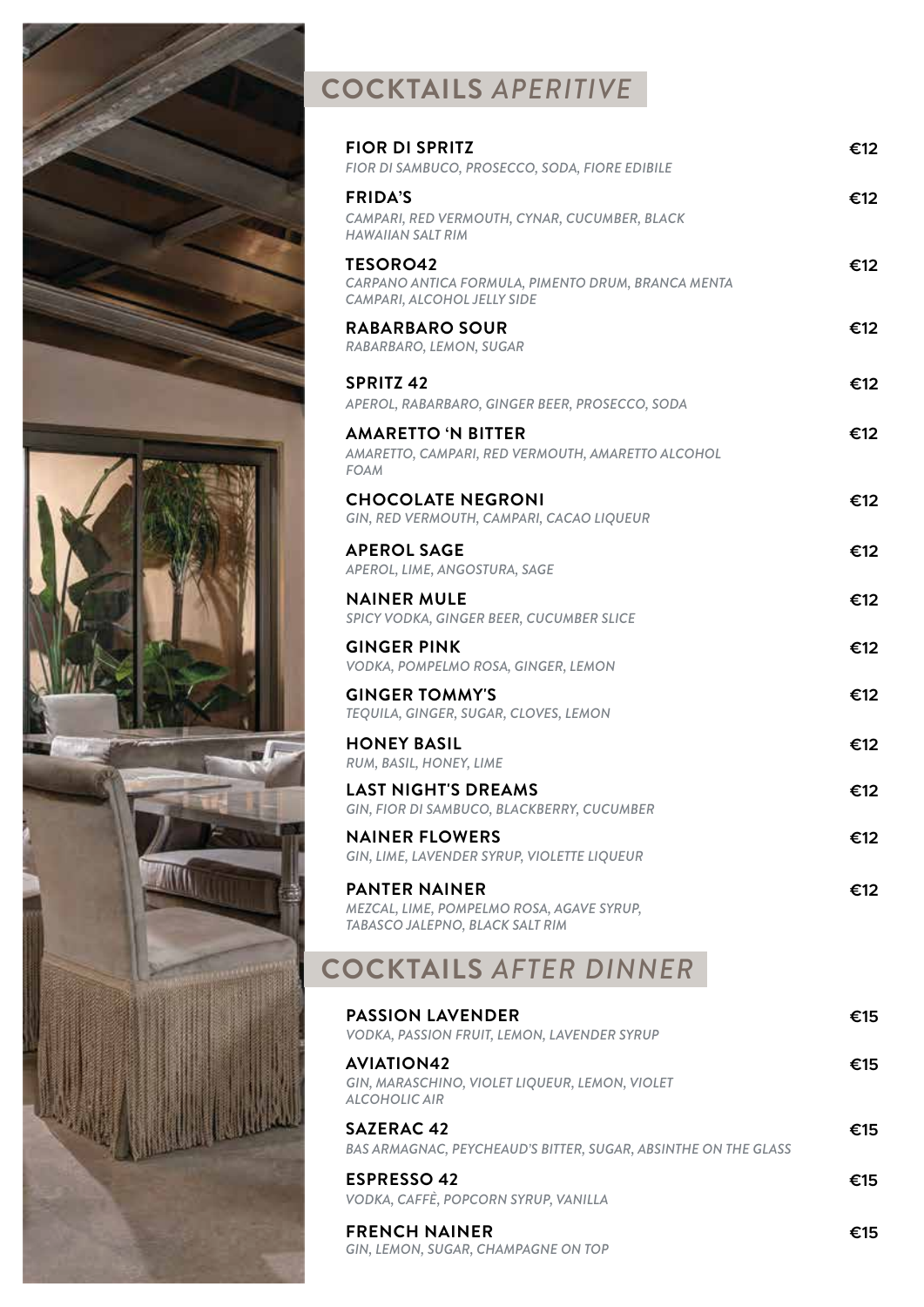## COCKTAILS *APERITIVE*

**FIOR DI SPRITZ** €12
*FIOR DI SAMBUCO, PROSECCO, SODA, FIORE EDIBILE*

**FRIDA'S** €12
*CAMPARI, RED VERMOUTH, CYNAR, CUCUMBER, BLACK HAWAIIAN SALT RIM*

**TESORO42** €12
*CARPANO ANTICA FORMULA, PIMENTO DRUM, BRANCA MENTA CAMPARI, ALCOHOL JELLY SIDE*

**RABARBARO SOUR** €12
*RABARBARO, LEMON, SUGAR*

**SPRITZ 42** €12
*APEROL, RABARBARO, GINGER BEER, PROSECCO, SODA*

**AMARETTO 'N BITTER** €12
*AMARETTO, CAMPARI, RED VERMOUTH, AMARETTO ALCOHOL FOAM*

**CHOCOLATE NEGRONI** €12
*GIN, RED VERMOUTH, CAMPARI, CACAO LIQUEUR*

**APEROL SAGE** €12
*APEROL, LIME, ANGOSTURA, SAGE*

**NAINER MULE** €12
*SPICY VODKA, GINGER BEER, CUCUMBER SLICE*

**GINGER PINK** €12
*VODKA, POMPELMO ROSA, GINGER, LEMON*

**GINGER TOMMY'S** €12
*TEQUILA, GINGER, SUGAR, CLOVES, LEMON*

**HONEY BASIL** €12
*RUM, BASIL, HONEY, LIME*

**LAST NIGHT'S DREAMS** €12
*GIN, FIOR DI SAMBUCO, BLACKBERRY, CUCUMBER*

**NAINER FLOWERS** €12
*GIN, LIME, LAVENDER SYRUP, VIOLETTE LIQUEUR*

**PANTER NAINER** €12
*MEZCAL, LIME, POMPELMO ROSA, AGAVE SYRUP, TABASCO JALEPNO, BLACK SALT RIM*

## COCKTAILS *AFTER DINNER*

**PASSION LAVENDER** €15
*VODKA, PASSION FRUIT, LEMON, LAVENDER SYRUP*

**AVIATION42** €15
*GIN, MARASCHINO, VIOLET LIQUEUR, LEMON, VIOLET ALCOHOLIC AIR*

**SAZERAC 42** €15
*BAS ARMAGNAC, PEYCHEAUD'S BITTER, SUGAR, ABSINTHE ON THE GLASS*

**ESPRESSO 42** €15
*VODKA, CAFFÈ, POPCORN SYRUP, VANILLA*

**FRENCH NAINER** €15
*GIN, LEMON, SUGAR, CHAMPAGNE ON TOP*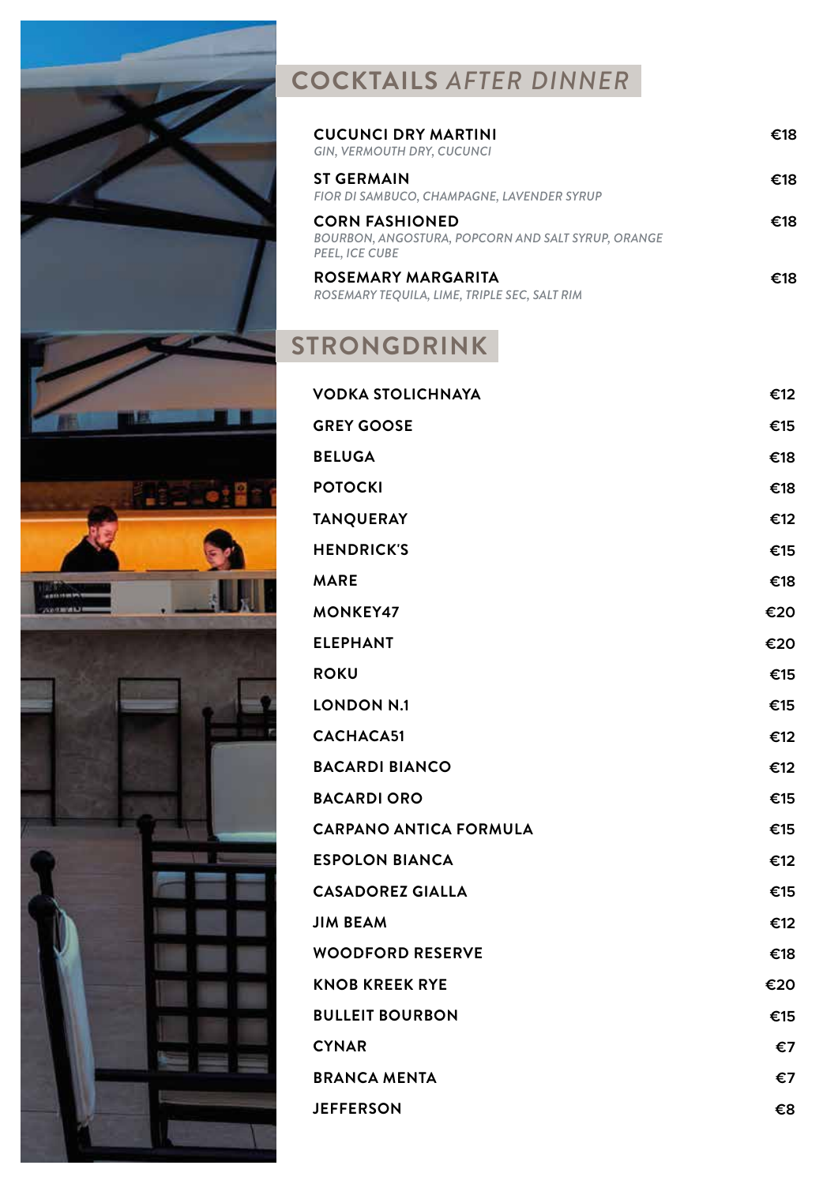## COCKTAILS *AFTER DINNER*

**CUCUNCI DRY MARTINI** — €18
*GIN, VERMOUTH DRY, CUCUNCI*

**ST GERMAIN** — €18
*FIOR DI SAMBUCO, CHAMPAGNE, LAVENDER SYRUP*

**CORN FASHIONED** — €18
*BOURBON, ANGOSTURA, POPCORN AND SALT SYRUP, ORANGE PEEL, ICE CUBE*

**ROSEMARY MARGARITA** — €18
*ROSEMARY TEQUILA, LIME, TRIPLE SEC, SALT RIM*

## STRONGDRINK

| | |
|---|---|
| **VODKA STOLICHNAYA** | €12 |
| **GREY GOOSE** | €15 |
| **BELUGA** | €18 |
| **POTOCKI** | €18 |
| **TANQUERAY** | €12 |
| **HENDRICK'S** | €15 |
| **MARE** | €18 |
| **MONKEY47** | €20 |
| **ELEPHANT** | €20 |
| **ROKU** | €15 |
| **LONDON N.1** | €15 |
| **CACHACA51** | €12 |
| **BACARDI BIANCO** | €12 |
| **BACARDI ORO** | €15 |
| **CARPANO ANTICA FORMULA** | €15 |
| **ESPOLON BIANCA** | €12 |
| **CASADOREZ GIALLA** | €15 |
| **JIM BEAM** | €12 |
| **WOODFORD RESERVE** | €18 |
| **KNOB KREEK RYE** | €20 |
| **BULLEIT BOURBON** | €15 |
| **CYNAR** | €7 |
| **BRANCA MENTA** | €7 |
| **JEFFERSON** | €8 |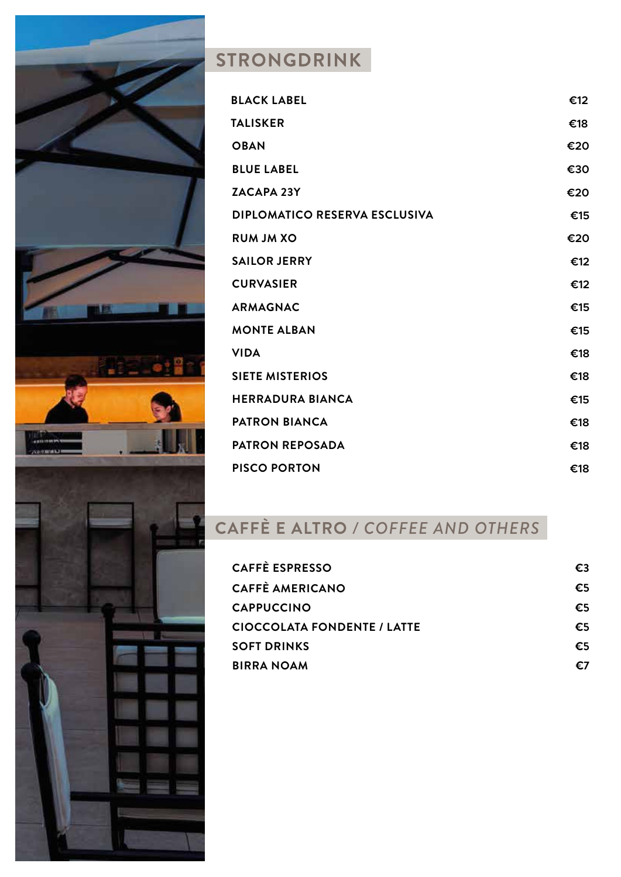## STRONGDRINK

| | |
|---|---|
| **BLACK LABEL** | **€12** |
| **TALISKER** | **€18** |
| **OBAN** | **€20** |
| **BLUE LABEL** | **€30** |
| **ZACAPA 23Y** | **€20** |
| **DIPLOMATICO RESERVA ESCLUSIVA** | **€15** |
| **RUM JM XO** | **€20** |
| **SAILOR JERRY** | **€12** |
| **CURVASIER** | **€12** |
| **ARMAGNAC** | **€15** |
| **MONTE ALBAN** | **€15** |
| **VIDA** | **€18** |
| **SIETE MISTERIOS** | **€18** |
| **HERRADURA BIANCA** | **€15** |
| **PATRON BIANCA** | **€18** |
| **PATRON REPOSADA** | **€18** |
| **PISCO PORTON** | **€18** |

## CAFFÈ E ALTRO / *COFFEE AND OTHERS*

| | |
|---|---|
| **CAFFÈ ESPRESSO** | **€3** |
| **CAFFÈ AMERICANO** | **€5** |
| **CAPPUCCINO** | **€5** |
| **CIOCCOLATA FONDENTE / LATTE** | **€5** |
| **SOFT DRINKS** | **€5** |
| **BIRRA NOAM** | **€7** |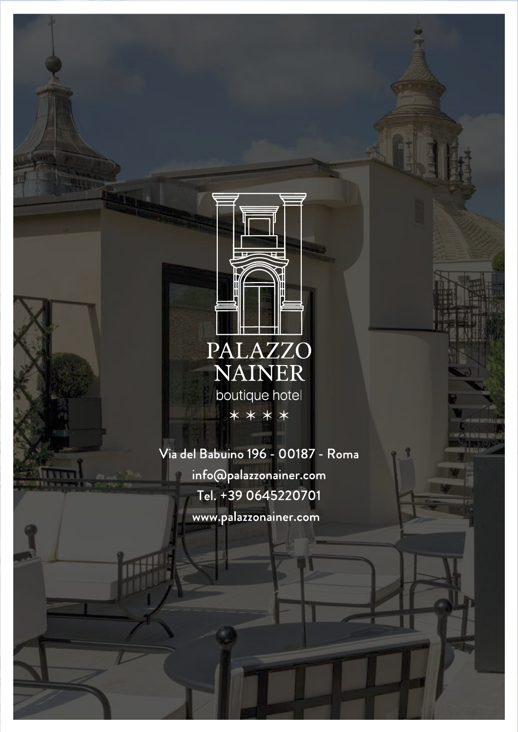# PALAZZO NAINER

boutique hotel

* * * *

Via del Babuino 196 - 00187 - Roma

info@palazzonainer.com

Tel. +39 0645220701

www.palazzonainer.com